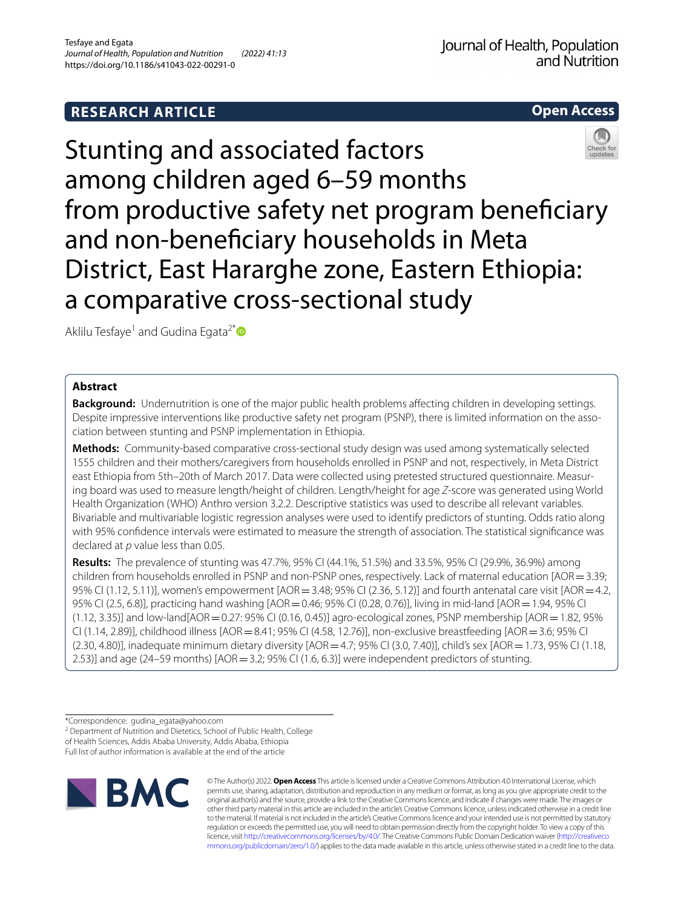RESEARCH ARTICLE

Open Access

# Stunting and associated factors among children aged 6–59 months from productive safety net program beneficiary and non-beneficiary households in Meta District, East Hararghe zone, Eastern Ethiopia: a comparative cross-sectional study

Aklilu Tesfaye[1] and Gudina Egata[2*]

## Abstract

**Background:** Undernutrition is one of the major public health problems affecting children in developing settings. Despite impressive interventions like productive safety net program (PSNP), there is limited information on the association between stunting and PSNP implementation in Ethiopia.

**Methods:** Community-based comparative cross-sectional study design was used among systematically selected 1555 children and their mothers/caregivers from households enrolled in PSNP and not, respectively, in Meta District east Ethiopia from 5th–20th of March 2017. Data were collected using pretested structured questionnaire. Measuring board was used to measure length/height of children. Length/height for age *Z*-score was generated using World Health Organization (WHO) Anthro version 3.2.2. Descriptive statistics was used to describe all relevant variables. Bivariable and multivariable logistic regression analyses were used to identify predictors of stunting. Odds ratio along with 95% confidence intervals were estimated to measure the strength of association. The statistical significance was declared at *p* value less than 0.05.

**Results:** The prevalence of stunting was 47.7%, 95% CI (44.1%, 51.5%) and 33.5%, 95% CI (29.9%, 36.9%) among children from households enrolled in PSNP and non-PSNP ones, respectively. Lack of maternal education [AOR = 3.39; 95% CI (1.12, 5.11)], women's empowerment [AOR = 3.48; 95% CI (2.36, 5.12)] and fourth antenatal care visit [AOR = 4.2, 95% CI (2.5, 6.8)], practicing hand washing [AOR = 0.46; 95% CI (0.28, 0.76)], living in mid-land [AOR = 1.94, 95% CI (1.12, 3.35)] and low-land[AOR = 0.27: 95% CI (0.16, 0.45)] agro-ecological zones, PSNP membership [AOR = 1.82, 95% CI (1.14, 2.89)], childhood illness [AOR = 8.41; 95% CI (4.58, 12.76)], non-exclusive breastfeeding [AOR = 3.6; 95% CI (2.30, 4.80)], inadequate minimum dietary diversity [AOR = 4.7; 95% CI (3.0, 7.40)], child's sex [AOR = 1.73, 95% CI (1.18, 2.53)] and age (24–59 months) [AOR = 3.2; 95% CI (1.6, 6.3)] were independent predictors of stunting.

*Correspondence: gudina_egata@yahoo.com

[2] Department of Nutrition and Dietetics, School of Public Health, College of Health Sciences, Addis Ababa University, Addis Ababa, Ethiopia

Full list of author information is available at the end of the article

© The Author(s) 2022. **Open Access** This article is licensed under a Creative Commons Attribution 4.0 International License, which permits use, sharing, adaptation, distribution and reproduction in any medium or format, as long as you give appropriate credit to the original author(s) and the source, provide a link to the Creative Commons licence, and indicate if changes were made. The images or other third party material in this article are included in the article's Creative Commons licence, unless indicated otherwise in a credit line to the material. If material is not included in the article's Creative Commons licence and your intended use is not permitted by statutory regulation or exceeds the permitted use, you will need to obtain permission directly from the copyright holder. To view a copy of this licence, visit http://creativecommons.org/licenses/by/4.0/. The Creative Commons Public Domain Dedication waiver (http://creativecommons.org/publicdomain/zero/1.0/) applies to the data made available in this article, unless otherwise stated in a credit line to the data.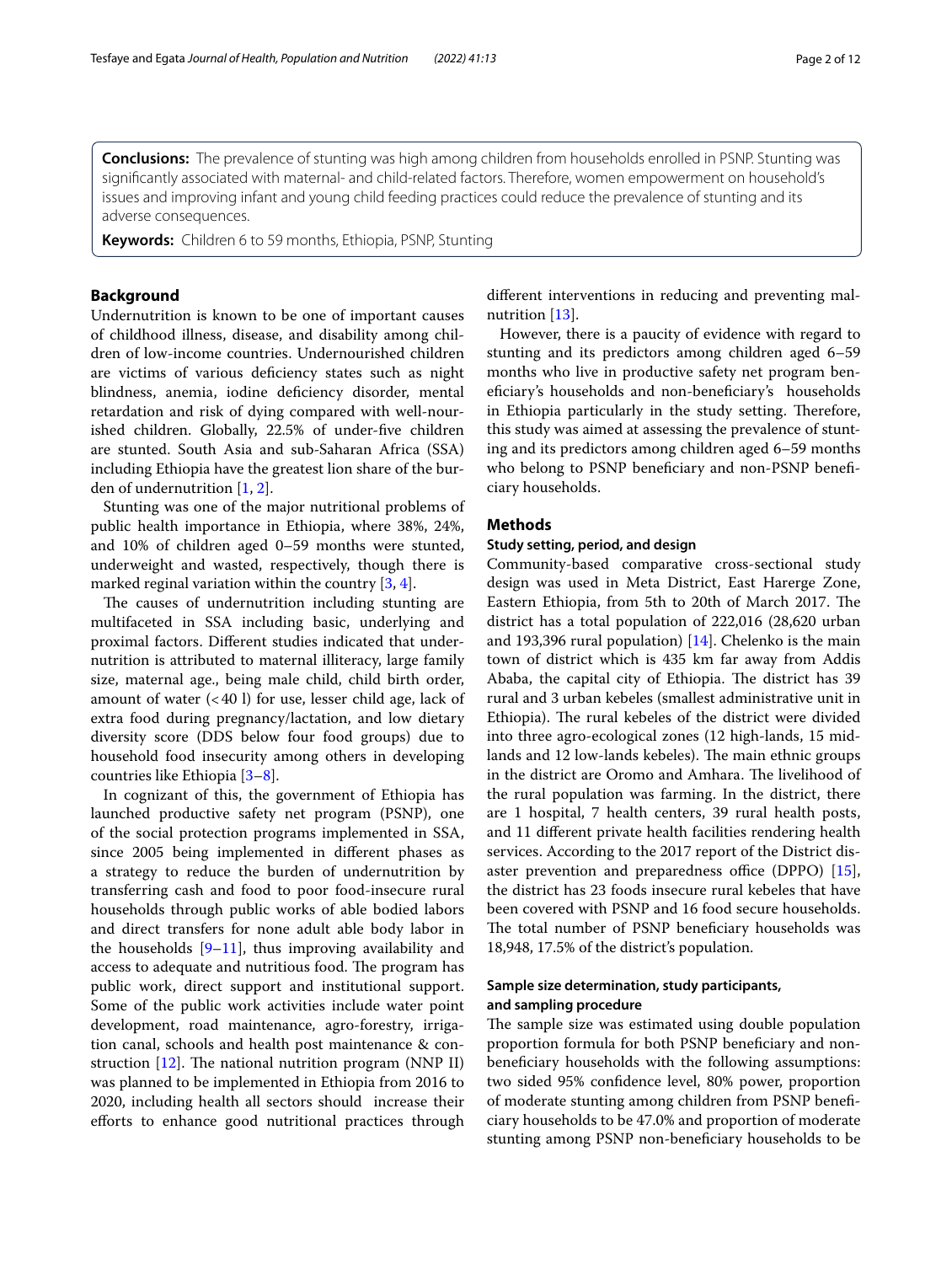**Conclusions:** The prevalence of stunting was high among children from households enrolled in PSNP. Stunting was significantly associated with maternal- and child-related factors. Therefore, women empowerment on household's issues and improving infant and young child feeding practices could reduce the prevalence of stunting and its adverse consequences.

**Keywords:** Children 6 to 59 months, Ethiopia, PSNP, Stunting

## Background

Undernutrition is known to be one of important causes of childhood illness, disease, and disability among children of low-income countries. Undernourished children are victims of various deficiency states such as night blindness, anemia, iodine deficiency disorder, mental retardation and risk of dying compared with well-nourished children. Globally, 22.5% of under-five children are stunted. South Asia and sub-Saharan Africa (SSA) including Ethiopia have the greatest lion share of the burden of undernutrition [1, 2].

Stunting was one of the major nutritional problems of public health importance in Ethiopia, where 38%, 24%, and 10% of children aged 0–59 months were stunted, underweight and wasted, respectively, though there is marked reginal variation within the country [3, 4].

The causes of undernutrition including stunting are multifaceted in SSA including basic, underlying and proximal factors. Different studies indicated that undernutrition is attributed to maternal illiteracy, large family size, maternal age., being male child, child birth order, amount of water (<40 l) for use, lesser child age, lack of extra food during pregnancy/lactation, and low dietary diversity score (DDS below four food groups) due to household food insecurity among others in developing countries like Ethiopia [3–8].

In cognizant of this, the government of Ethiopia has launched productive safety net program (PSNP), one of the social protection programs implemented in SSA, since 2005 being implemented in different phases as a strategy to reduce the burden of undernutrition by transferring cash and food to poor food-insecure rural households through public works of able bodied labors and direct transfers for none adult able body labor in the households [9–11], thus improving availability and access to adequate and nutritious food. The program has public work, direct support and institutional support. Some of the public work activities include water point development, road maintenance, agro-forestry, irrigation canal, schools and health post maintenance & construction [12]. The national nutrition program (NNP II) was planned to be implemented in Ethiopia from 2016 to 2020, including health all sectors should increase their efforts to enhance good nutritional practices through different interventions in reducing and preventing malnutrition [13].

However, there is a paucity of evidence with regard to stunting and its predictors among children aged 6–59 months who live in productive safety net program beneficiary's households and non-beneficiary's households in Ethiopia particularly in the study setting. Therefore, this study was aimed at assessing the prevalence of stunting and its predictors among children aged 6–59 months who belong to PSNP beneficiary and non-PSNP beneficiary households.

## Methods

### Study setting, period, and design

Community-based comparative cross-sectional study design was used in Meta District, East Harerge Zone, Eastern Ethiopia, from 5th to 20th of March 2017. The district has a total population of 222,016 (28,620 urban and 193,396 rural population) [14]. Chelenko is the main town of district which is 435 km far away from Addis Ababa, the capital city of Ethiopia. The district has 39 rural and 3 urban kebeles (smallest administrative unit in Ethiopia). The rural kebeles of the district were divided into three agro-ecological zones (12 high-lands, 15 mid-lands and 12 low-lands kebeles). The main ethnic groups in the district are Oromo and Amhara. The livelihood of the rural population was farming. In the district, there are 1 hospital, 7 health centers, 39 rural health posts, and 11 different private health facilities rendering health services. According to the 2017 report of the District disaster prevention and preparedness office (DPPO) [15], the district has 23 foods insecure rural kebeles that have been covered with PSNP and 16 food secure households. The total number of PSNP beneficiary households was 18,948, 17.5% of the district's population.

### Sample size determination, study participants, and sampling procedure

The sample size was estimated using double population proportion formula for both PSNP beneficiary and non-beneficiary households with the following assumptions: two sided 95% confidence level, 80% power, proportion of moderate stunting among children from PSNP beneficiary households to be 47.0% and proportion of moderate stunting among PSNP non-beneficiary households to be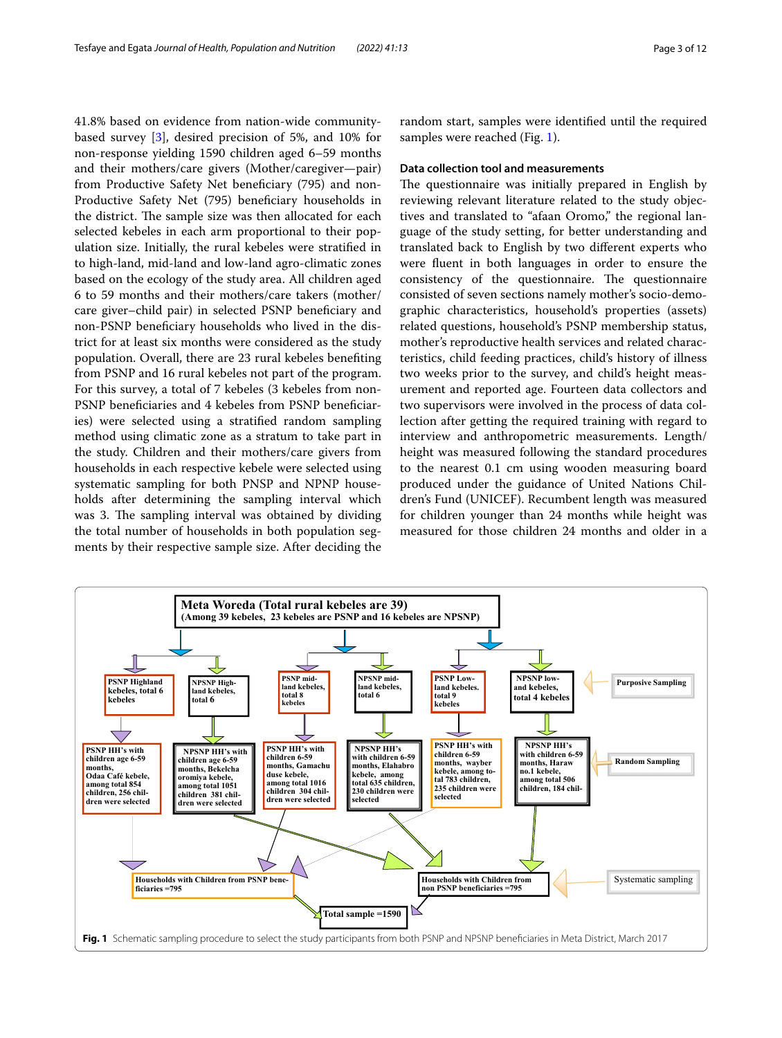41.8% based on evidence from nation-wide community-based survey [3], desired precision of 5%, and 10% for non-response yielding 1590 children aged 6–59 months and their mothers/care givers (Mother/caregiver—pair) from Productive Safety Net beneficiary (795) and non-Productive Safety Net (795) beneficiary households in the district. The sample size was then allocated for each selected kebeles in each arm proportional to their population size. Initially, the rural kebeles were stratified in to high-land, mid-land and low-land agro-climatic zones based on the ecology of the study area. All children aged 6 to 59 months and their mothers/care takers (mother/care giver–child pair) in selected PSNP beneficiary and non-PSNP beneficiary households who lived in the district for at least six months were considered as the study population. Overall, there are 23 rural kebeles benefiting from PSNP and 16 rural kebeles not part of the program. For this survey, a total of 7 kebeles (3 kebeles from non-PSNP beneficiaries and 4 kebeles from PSNP beneficiaries) were selected using a stratified random sampling method using climatic zone as a stratum to take part in the study. Children and their mothers/care givers from households in each respective kebele were selected using systematic sampling for both PNSP and NPNP households after determining the sampling interval which was 3. The sampling interval was obtained by dividing the total number of households in both population segments by their respective sample size. After deciding the random start, samples were identified until the required samples were reached (Fig. 1).

### Data collection tool and measurements

The questionnaire was initially prepared in English by reviewing relevant literature related to the study objectives and translated to "afaan Oromo," the regional language of the study setting, for better understanding and translated back to English by two different experts who were fluent in both languages in order to ensure the consistency of the questionnaire. The questionnaire consisted of seven sections namely mother's socio-demographic characteristics, household's properties (assets) related questions, household's PSNP membership status, mother's reproductive health services and related characteristics, child feeding practices, child's history of illness two weeks prior to the survey, and child's height measurement and reported age. Fourteen data collectors and two supervisors were involved in the process of data collection after getting the required training with regard to interview and anthropometric measurements. Length/height was measured following the standard procedures to the nearest 0.1 cm using wooden measuring board produced under the guidance of United Nations Children's Fund (UNICEF). Recumbent length was measured for children younger than 24 months while height was measured for those children 24 months and older in a

**Fig. 1** Schematic sampling procedure to select the study participants from both PSNP and NPSNP beneficiaries in Meta District, March 2017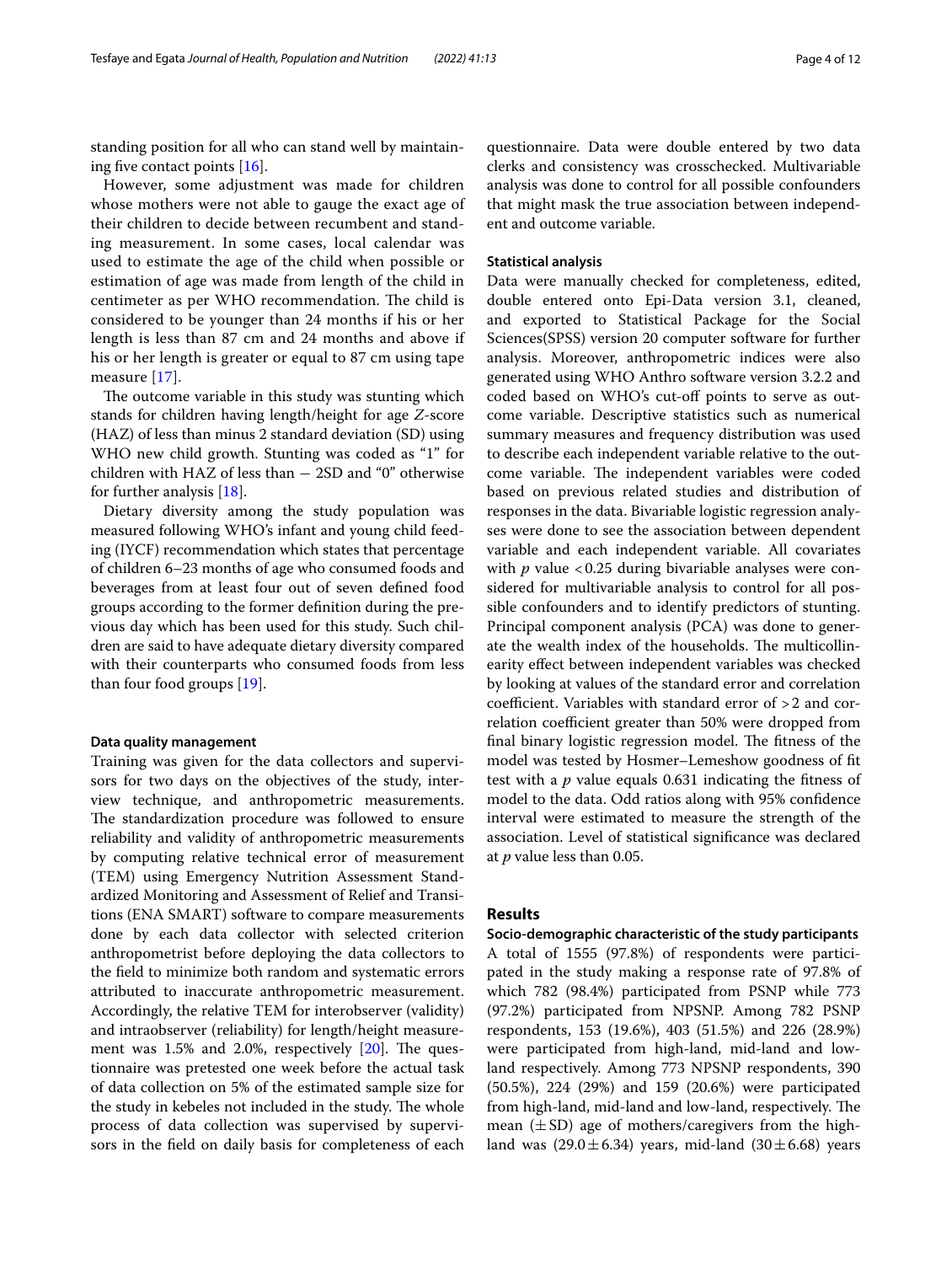standing position for all who can stand well by maintaining five contact points [16].

However, some adjustment was made for children whose mothers were not able to gauge the exact age of their children to decide between recumbent and standing measurement. In some cases, local calendar was used to estimate the age of the child when possible or estimation of age was made from length of the child in centimeter as per WHO recommendation. The child is considered to be younger than 24 months if his or her length is less than 87 cm and 24 months and above if his or her length is greater or equal to 87 cm using tape measure [17].

The outcome variable in this study was stunting which stands for children having length/height for age *Z*-score (HAZ) of less than minus 2 standard deviation (SD) using WHO new child growth. Stunting was coded as "1" for children with HAZ of less than − 2SD and "0" otherwise for further analysis [18].

Dietary diversity among the study population was measured following WHO's infant and young child feeding (IYCF) recommendation which states that percentage of children 6–23 months of age who consumed foods and beverages from at least four out of seven defined food groups according to the former definition during the previous day which has been used for this study. Such children are said to have adequate dietary diversity compared with their counterparts who consumed foods from less than four food groups [19].

#### Data quality management

Training was given for the data collectors and supervisors for two days on the objectives of the study, interview technique, and anthropometric measurements. The standardization procedure was followed to ensure reliability and validity of anthropometric measurements by computing relative technical error of measurement (TEM) using Emergency Nutrition Assessment Standardized Monitoring and Assessment of Relief and Transitions (ENA SMART) software to compare measurements done by each data collector with selected criterion anthropometrist before deploying the data collectors to the field to minimize both random and systematic errors attributed to inaccurate anthropometric measurement. Accordingly, the relative TEM for interobserver (validity) and intraobserver (reliability) for length/height measurement was 1.5% and 2.0%, respectively [20]. The questionnaire was pretested one week before the actual task of data collection on 5% of the estimated sample size for the study in kebeles not included in the study. The whole process of data collection was supervised by supervisors in the field on daily basis for completeness of each questionnaire. Data were double entered by two data clerks and consistency was crosschecked. Multivariable analysis was done to control for all possible confounders that might mask the true association between independent and outcome variable.

#### Statistical analysis

Data were manually checked for completeness, edited, double entered onto Epi-Data version 3.1, cleaned, and exported to Statistical Package for the Social Sciences(SPSS) version 20 computer software for further analysis. Moreover, anthropometric indices were also generated using WHO Anthro software version 3.2.2 and coded based on WHO's cut-off points to serve as outcome variable. Descriptive statistics such as numerical summary measures and frequency distribution was used to describe each independent variable relative to the outcome variable. The independent variables were coded based on previous related studies and distribution of responses in the data. Bivariable logistic regression analyses were done to see the association between dependent variable and each independent variable. All covariates with $p$ value $<0.25$ during bivariable analyses were considered for multivariable analysis to control for all possible confounders and to identify predictors of stunting. Principal component analysis (PCA) was done to generate the wealth index of the households. The multicollinearity effect between independent variables was checked by looking at values of the standard error and correlation coefficient. Variables with standard error of $>2$ and correlation coefficient greater than 50% were dropped from final binary logistic regression model. The fitness of the model was tested by Hosmer–Lemeshow goodness of fit test with a $p$ value equals 0.631 indicating the fitness of model to the data. Odd ratios along with 95% confidence interval were estimated to measure the strength of the association. Level of statistical significance was declared at $p$ value less than 0.05.

## Results

#### Socio-demographic characteristic of the study participants

A total of 1555 (97.8%) of respondents were participated in the study making a response rate of 97.8% of which 782 (98.4%) participated from PSNP while 773 (97.2%) participated from NPSNP. Among 782 PSNP respondents, 153 (19.6%), 403 (51.5%) and 226 (28.9%) were participated from high-land, mid-land and low-land respectively. Among 773 NPSNP respondents, 390 (50.5%), 224 (29%) and 159 (20.6%) were participated from high-land, mid-land and low-land, respectively. The mean (±SD) age of mothers/caregivers from the high-land was (29.0±6.34) years, mid-land (30±6.68) years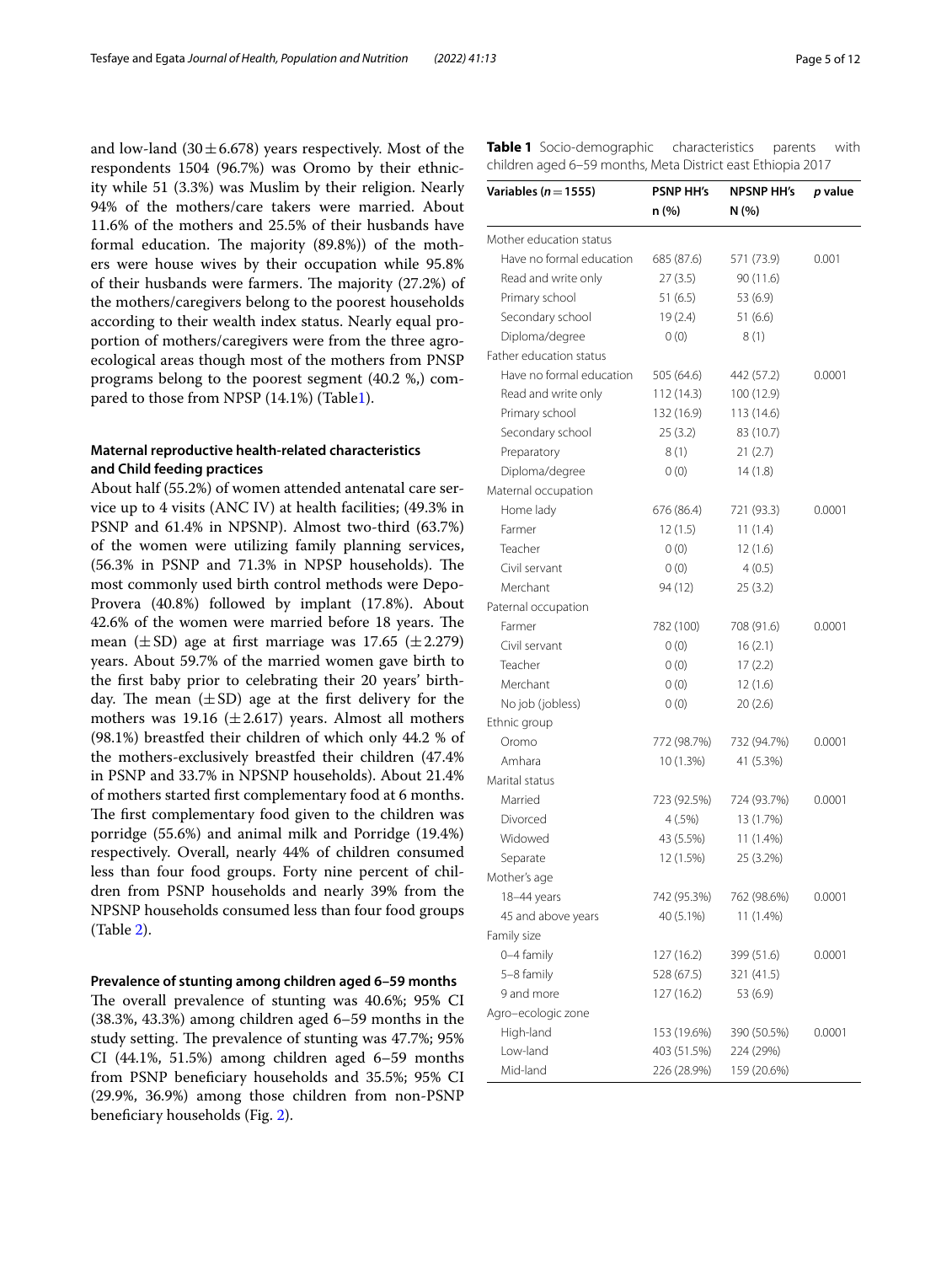and low-land (30 ± 6.678) years respectively. Most of the respondents 1504 (96.7%) was Oromo by their ethnicity while 51 (3.3%) was Muslim by their religion. Nearly 94% of the mothers/care takers were married. About 11.6% of the mothers and 25.5% of their husbands have formal education. The majority (89.8%)) of the mothers were house wives by their occupation while 95.8% of their husbands were farmers. The majority (27.2%) of the mothers/caregivers belong to the poorest households according to their wealth index status. Nearly equal proportion of mothers/caregivers were from the three agro-ecological areas though most of the mothers from PNSP programs belong to the poorest segment (40.2 %,) compared to those from NPSP (14.1%) (Table1).

### Maternal reproductive health-related characteristics and Child feeding practices

About half (55.2%) of women attended antenatal care service up to 4 visits (ANC IV) at health facilities; (49.3% in PSNP and 61.4% in NPSNP). Almost two-third (63.7%) of the women were utilizing family planning services, (56.3% in PSNP and 71.3% in NPSP households). The most commonly used birth control methods were Depo-Provera (40.8%) followed by implant (17.8%). About 42.6% of the women were married before 18 years. The mean (± SD) age at first marriage was 17.65 (± 2.279) years. About 59.7% of the married women gave birth to the first baby prior to celebrating their 20 years' birthday. The mean (± SD) age at the first delivery for the mothers was 19.16 (± 2.617) years. Almost all mothers (98.1%) breastfed their children of which only 44.2 % of the mothers-exclusively breastfed their children (47.4% in PSNP and 33.7% in NPSNP households). About 21.4% of mothers started first complementary food at 6 months. The first complementary food given to the children was porridge (55.6%) and animal milk and Porridge (19.4%) respectively. Overall, nearly 44% of children consumed less than four food groups. Forty nine percent of children from PSNP households and nearly 39% from the NPSNP households consumed less than four food groups (Table 2).

### Prevalence of stunting among children aged 6–59 months

The overall prevalence of stunting was 40.6%; 95% CI (38.3%, 43.3%) among children aged 6–59 months in the study setting. The prevalence of stunting was 47.7%; 95% CI (44.1%, 51.5%) among children aged 6–59 months from PSNP beneficiary households and 35.5%; 95% CI (29.9%, 36.9%) among those children from non-PSNP beneficiary households (Fig. 2).

**Table 1** Socio-demographic characteristics parents with children aged 6–59 months, Meta District east Ethiopia 2017

| Variables (*n* = 1555) | PSNP HH's n (%) | NPSNP HH's N (%) | *p* value |
|---|---|---|---|
| Mother education status | | | |
| Have no formal education | 685 (87.6) | 571 (73.9) | 0.001 |
| Read and write only | 27 (3.5) | 90 (11.6) | |
| Primary school | 51 (6.5) | 53 (6.9) | |
| Secondary school | 19 (2.4) | 51 (6.6) | |
| Diploma/degree | 0 (0) | 8 (1) | |
| Father education status | | | |
| Have no formal education | 505 (64.6) | 442 (57.2) | 0.0001 |
| Read and write only | 112 (14.3) | 100 (12.9) | |
| Primary school | 132 (16.9) | 113 (14.6) | |
| Secondary school | 25 (3.2) | 83 (10.7) | |
| Preparatory | 8 (1) | 21 (2.7) | |
| Diploma/degree | 0 (0) | 14 (1.8) | |
| Maternal occupation | | | |
| Home lady | 676 (86.4) | 721 (93.3) | 0.0001 |
| Farmer | 12 (1.5) | 11 (1.4) | |
| Teacher | 0 (0) | 12 (1.6) | |
| Civil servant | 0 (0) | 4 (0.5) | |
| Merchant | 94 (12) | 25 (3.2) | |
| Paternal occupation | | | |
| Farmer | 782 (100) | 708 (91.6) | 0.0001 |
| Civil servant | 0 (0) | 16 (2.1) | |
| Teacher | 0 (0) | 17 (2.2) | |
| Merchant | 0 (0) | 12 (1.6) | |
| No job (jobless) | 0 (0) | 20 (2.6) | |
| Ethnic group | | | |
| Oromo | 772 (98.7%) | 732 (94.7%) | 0.0001 |
| Amhara | 10 (1.3%) | 41 (5.3%) | |
| Marital status | | | |
| Married | 723 (92.5%) | 724 (93.7%) | 0.0001 |
| Divorced | 4 (.5%) | 13 (1.7%) | |
| Widowed | 43 (5.5%) | 11 (1.4%) | |
| Separate | 12 (1.5%) | 25 (3.2%) | |
| Mother's age | | | |
| 18–44 years | 742 (95.3%) | 762 (98.6%) | 0.0001 |
| 45 and above years | 40 (5.1%) | 11 (1.4%) | |
| Family size | | | |
| 0–4 family | 127 (16.2) | 399 (51.6) | 0.0001 |
| 5–8 family | 528 (67.5) | 321 (41.5) | |
| 9 and more | 127 (16.2) | 53 (6.9) | |
| Agro–ecologic zone | | | |
| High-land | 153 (19.6%) | 390 (50.5%) | 0.0001 |
| Low-land | 403 (51.5%) | 224 (29%) | |
| Mid-land | 226 (28.9%) | 159 (20.6%) | |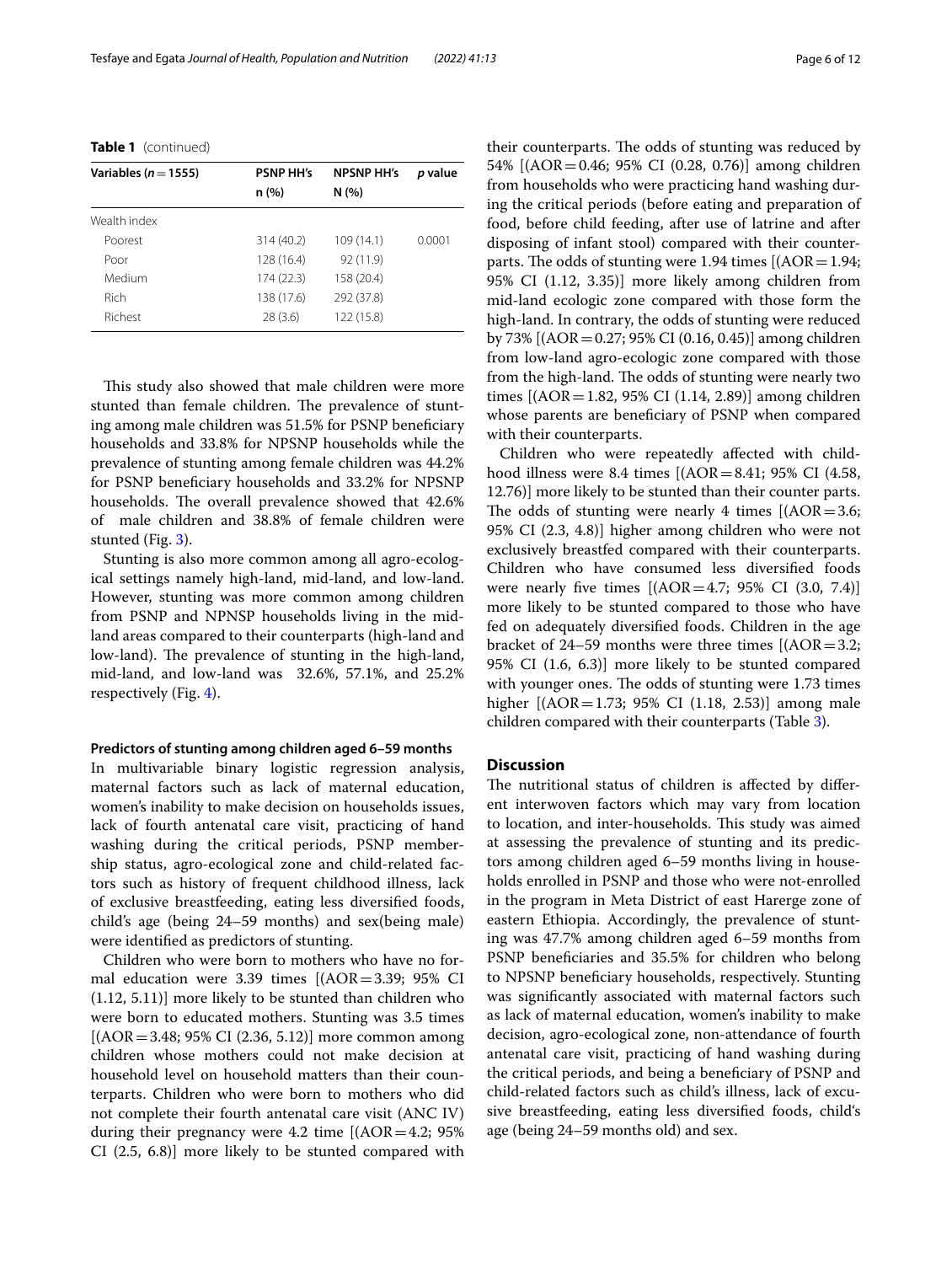**Table 1** (continued)

| Variables (*n* = 1555) | PSNP HH's n (%) | NPSNP HH's N (%) | *p* value |
|---|---|---|---|
| Wealth index | | | |
| Poorest | 314 (40.2) | 109 (14.1) | 0.0001 |
| Poor | 128 (16.4) | 92 (11.9) | |
| Medium | 174 (22.3) | 158 (20.4) | |
| Rich | 138 (17.6) | 292 (37.8) | |
| Richest | 28 (3.6) | 122 (15.8) | |

This study also showed that male children were more stunted than female children. The prevalence of stunting among male children was 51.5% for PSNP beneficiary households and 33.8% for NPSNP households while the prevalence of stunting among female children was 44.2% for PSNP beneficiary households and 33.2% for NPSNP households. The overall prevalence showed that 42.6% of male children and 38.8% of female children were stunted (Fig. 3).

Stunting is also more common among all agro-ecological settings namely high-land, mid-land, and low-land. However, stunting was more common among children from PSNP and NPNSP households living in the mid-land areas compared to their counterparts (high-land and low-land). The prevalence of stunting in the high-land, mid-land, and low-land was 32.6%, 57.1%, and 25.2% respectively (Fig. 4).

#### Predictors of stunting among children aged 6–59 months

In multivariable binary logistic regression analysis, maternal factors such as lack of maternal education, women's inability to make decision on households issues, lack of fourth antenatal care visit, practicing of hand washing during the critical periods, PSNP membership status, agro-ecological zone and child-related factors such as history of frequent childhood illness, lack of exclusive breastfeeding, eating less diversified foods, child's age (being 24–59 months) and sex(being male) were identified as predictors of stunting.

Children who were born to mothers who have no formal education were 3.39 times [(AOR = 3.39; 95% CI (1.12, 5.11)] more likely to be stunted than children who were born to educated mothers. Stunting was 3.5 times [(AOR = 3.48; 95% CI (2.36, 5.12)] more common among children whose mothers could not make decision at household level on household matters than their counterparts. Children who were born to mothers who did not complete their fourth antenatal care visit (ANC IV) during their pregnancy were 4.2 time [(AOR = 4.2; 95% CI (2.5, 6.8)] more likely to be stunted compared with their counterparts. The odds of stunting was reduced by 54% [(AOR = 0.46; 95% CI (0.28, 0.76)] among children from households who were practicing hand washing during the critical periods (before eating and preparation of food, before child feeding, after use of latrine and after disposing of infant stool) compared with their counterparts. The odds of stunting were 1.94 times [(AOR = 1.94; 95% CI (1.12, 3.35)] more likely among children from mid-land ecologic zone compared with those form the high-land. In contrary, the odds of stunting were reduced by 73% [(AOR = 0.27; 95% CI (0.16, 0.45)] among children from low-land agro-ecologic zone compared with those from the high-land. The odds of stunting were nearly two times [(AOR = 1.82, 95% CI (1.14, 2.89)] among children whose parents are beneficiary of PSNP when compared with their counterparts.

Children who were repeatedly affected with childhood illness were 8.4 times [(AOR = 8.41; 95% CI (4.58, 12.76)] more likely to be stunted than their counter parts. The odds of stunting were nearly 4 times [(AOR = 3.6; 95% CI (2.3, 4.8)] higher among children who were not exclusively breastfed compared with their counterparts. Children who have consumed less diversified foods were nearly five times [(AOR = 4.7; 95% CI (3.0, 7.4)] more likely to be stunted compared to those who have fed on adequately diversified foods. Children in the age bracket of 24–59 months were three times [(AOR = 3.2; 95% CI (1.6, 6.3)] more likely to be stunted compared with younger ones. The odds of stunting was 1.73 times higher [(AOR = 1.73; 95% CI (1.18, 2.53)] among male children compared with their counterparts (Table 3).

## Discussion

The nutritional status of children is affected by different interwoven factors which may vary from location to location, and inter-households. This study was aimed at assessing the prevalence of stunting and its predictors among children aged 6–59 months living in households enrolled in PSNP and those who were not-enrolled in the program in Meta District of east Harerge zone of eastern Ethiopia. Accordingly, the prevalence of stunting was 47.7% among children aged 6–59 months from PSNP beneficiaries and 35.5% for children who belong to NPSNP beneficiary households, respectively. Stunting was significantly associated with maternal factors such as lack of maternal education, women's inability to make decision, agro-ecological zone, non-attendance of fourth antenatal care visit, practicing of hand washing during the critical periods, and being a beneficiary of PSNP and child-related factors such as child's illness, lack of excusive breastfeeding, eating less diversified foods, child's age (being 24–59 months old) and sex.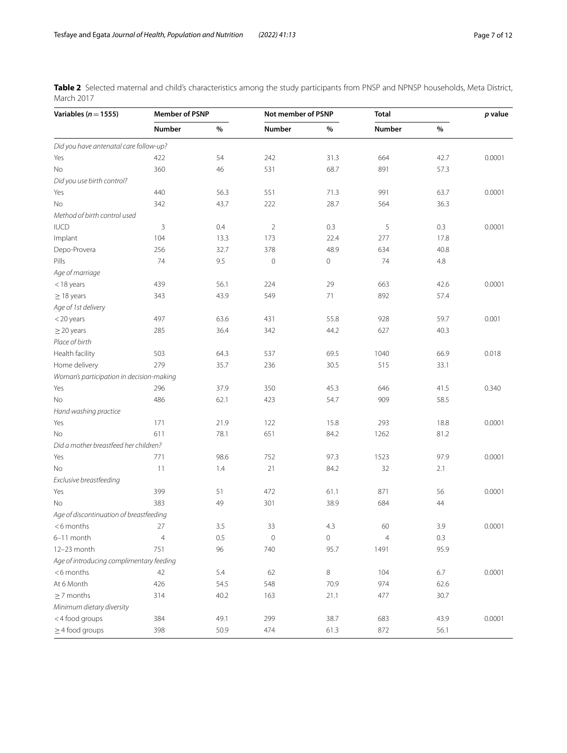**Table 2** Selected maternal and child's characteristics among the study participants from PNSP and NPNSP households, Meta District, March 2017

| Variables ($n=1555$) | Member of PSNP | | Not member of PSNP | | Total | | *p* value |
|---|---|---|---|---|---|---|---|
| | Number | % | Number | % | Number | % | |
| *Did you have antenatal care follow-up?* | | | | | | | |
| Yes | 422 | 54 | 242 | 31.3 | 664 | 42.7 | 0.0001 |
| No | 360 | 46 | 531 | 68.7 | 891 | 57.3 | |
| *Did you use birth control?* | | | | | | | |
| Yes | 440 | 56.3 | 551 | 71.3 | 991 | 63.7 | 0.0001 |
| No | 342 | 43.7 | 222 | 28.7 | 564 | 36.3 | |
| *Method of birth control used* | | | | | | | |
| IUCD | 3 | 0.4 | 2 | 0.3 | 5 | 0.3 | 0.0001 |
| Implant | 104 | 13.3 | 173 | 22.4 | 277 | 17.8 | |
| Depo-Provera | 256 | 32.7 | 378 | 48.9 | 634 | 40.8 | |
| Pills | 74 | 9.5 | 0 | 0 | 74 | 4.8 | |
| *Age of marriage* | | | | | | | |
| < 18 years | 439 | 56.1 | 224 | 29 | 663 | 42.6 | 0.0001 |
| ≥ 18 years | 343 | 43.9 | 549 | 71 | 892 | 57.4 | |
| *Age of 1st delivery* | | | | | | | |
| < 20 years | 497 | 63.6 | 431 | 55.8 | 928 | 59.7 | 0.001 |
| ≥ 20 years | 285 | 36.4 | 342 | 44.2 | 627 | 40.3 | |
| *Place of birth* | | | | | | | |
| Health facility | 503 | 64.3 | 537 | 69.5 | 1040 | 66.9 | 0.018 |
| Home delivery | 279 | 35.7 | 236 | 30.5 | 515 | 33.1 | |
| *Woman's participation in decision-making* | | | | | | | |
| Yes | 296 | 37.9 | 350 | 45.3 | 646 | 41.5 | 0.340 |
| No | 486 | 62.1 | 423 | 54.7 | 909 | 58.5 | |
| *Hand washing practice* | | | | | | | |
| Yes | 171 | 21.9 | 122 | 15.8 | 293 | 18.8 | 0.0001 |
| No | 611 | 78.1 | 651 | 84.2 | 1262 | 81.2 | |
| *Did a mother breastfeed her children?* | | | | | | | |
| Yes | 771 | 98.6 | 752 | 97.3 | 1523 | 97.9 | 0.0001 |
| No | 11 | 1.4 | 21 | 84.2 | 32 | 2.1 | |
| *Exclusive breastfeeding* | | | | | | | |
| Yes | 399 | 51 | 472 | 61.1 | 871 | 56 | 0.0001 |
| No | 383 | 49 | 301 | 38.9 | 684 | 44 | |
| *Age of discontinuation of breastfeeding* | | | | | | | |
| < 6 months | 27 | 3.5 | 33 | 4.3 | 60 | 3.9 | 0.0001 |
| 6–11 month | 4 | 0.5 | 0 | 0 | 4 | 0.3 | |
| 12–23 month | 751 | 96 | 740 | 95.7 | 1491 | 95.9 | |
| *Age of introducing complimentary feeding* | | | | | | | |
| < 6 months | 42 | 5.4 | 62 | 8 | 104 | 6.7 | 0.0001 |
| At 6 Month | 426 | 54.5 | 548 | 70.9 | 974 | 62.6 | |
| ≥ 7 months | 314 | 40.2 | 163 | 21.1 | 477 | 30.7 | |
| *Minimum dietary diversity* | | | | | | | |
| < 4 food groups | 384 | 49.1 | 299 | 38.7 | 683 | 43.9 | 0.0001 |
| ≥ 4 food groups | 398 | 50.9 | 474 | 61.3 | 872 | 56.1 | |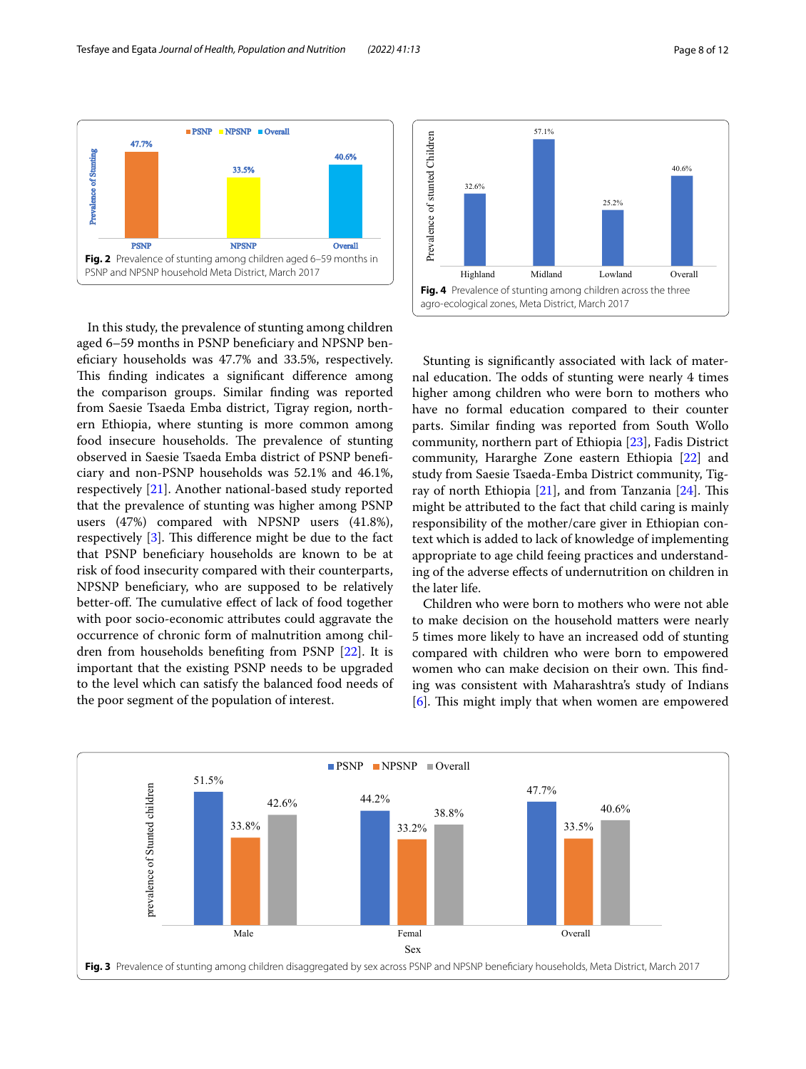Fig. 2 Prevalence of stunting among children aged 6–59 months in PSNP and NPSNP household Meta District, March 2017

In this study, the prevalence of stunting among children aged 6–59 months in PSNP beneficiary and NPSNP beneficiary households was 47.7% and 33.5%, respectively. This finding indicates a significant difference among the comparison groups. Similar finding was reported from Saesie Tsaeda Emba district, Tigray region, northern Ethiopia, where stunting is more common among food insecure households. The prevalence of stunting observed in Saesie Tsaeda Emba district of PSNP beneficiary and non-PSNP households was 52.1% and 46.1%, respectively [21]. Another national-based study reported that the prevalence of stunting was higher among PSNP users (47%) compared with NPSNP users (41.8%), respectively [3]. This difference might be due to the fact that PSNP beneficiary households are known to be at risk of food insecurity compared with their counterparts, NPSNP beneficiary, who are supposed to be relatively better-off. The cumulative effect of lack of food together with poor socio-economic attributes could aggravate the occurrence of chronic form of malnutrition among children from households benefiting from PSNP [22]. It is important that the existing PSNP needs to be upgraded to the level which can satisfy the balanced food needs of the poor segment of the population of interest.

Fig. 4 Prevalence of stunting among children across the three agro-ecological zones, Meta District, March 2017

Stunting is significantly associated with lack of maternal education. The odds of stunting were nearly 4 times higher among children who were born to mothers who have no formal education compared to their counter parts. Similar finding was reported from South Wollo community, northern part of Ethiopia [23], Fadis District community, Hararghe Zone eastern Ethiopia [22] and study from Saesie Tsaeda-Emba District community, Tigray of north Ethiopia [21], and from Tanzania [24]. This might be attributed to the fact that child caring is mainly responsibility of the mother/care giver in Ethiopian context which is added to lack of knowledge of implementing appropriate to age child feeing practices and understanding of the adverse effects of undernutrition on children in the later life.

Children who were born to mothers who were not able to make decision on the household matters were nearly 5 times more likely to have an increased odd of stunting compared with children who were born to empowered women who can make decision on their own. This finding was consistent with Maharashtra's study of Indians [6]. This might imply that when women are empowered

Fig. 3 Prevalence of stunting among children disaggregated by sex across PSNP and NPSNP beneficiary households, Meta District, March 2017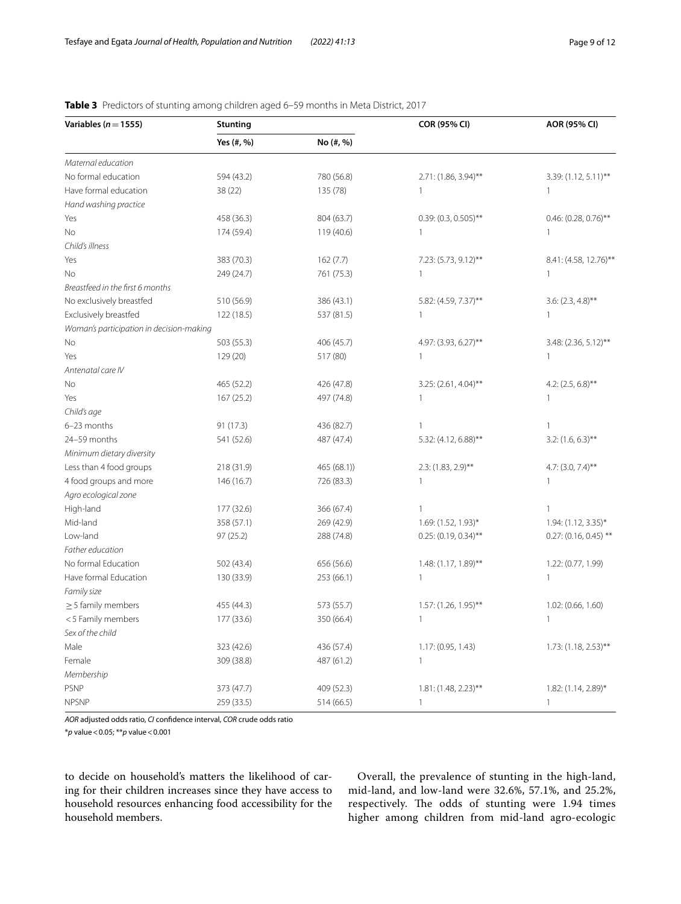**Table 3** Predictors of stunting among children aged 6–59 months in Meta District, 2017

| Variables (n = 1555) | Stunting | | COR (95% CI) | AOR (95% CI) |
|---|---|---|---|---|
| | Yes (#, %) | No (#, %) | | |
| *Maternal education* | | | | |
| No formal education | 594 (43.2) | 780 (56.8) | 2.71: (1.86, 3.94)** | 3.39: (1.12, 5.11)** |
| Have formal education | 38 (22) | 135 (78) | 1 | 1 |
| *Hand washing practice* | | | | |
| Yes | 458 (36.3) | 804 (63.7) | 0.39: (0.3, 0.505)** | 0.46: (0.28, 0.76)** |
| No | 174 (59.4) | 119 (40.6) | 1 | 1 |
| *Child's illness* | | | | |
| Yes | 383 (70.3) | 162 (7.7) | 7.23: (5.73, 9.12)** | 8.41: (4.58, 12.76)** |
| No | 249 (24.7) | 761 (75.3) | 1 | 1 |
| *Breastfeed in the first 6 months* | | | | |
| No exclusively breastfed | 510 (56.9) | 386 (43.1) | 5.82: (4.59, 7.37)** | 3.6: (2.3, 4.8)** |
| Exclusively breastfed | 122 (18.5) | 537 (81.5) | 1 | 1 |
| *Woman's participation in decision-making* | | | | |
| No | 503 (55.3) | 406 (45.7) | 4.97: (3.93, 6.27)** | 3.48: (2.36, 5.12)** |
| Yes | 129 (20) | 517 (80) | 1 | 1 |
| *Antenatal care IV* | | | | |
| No | 465 (52.2) | 426 (47.8) | 3.25: (2.61, 4.04)** | 4.2: (2.5, 6.8)** |
| Yes | 167 (25.2) | 497 (74.8) | 1 | 1 |
| *Child's age* | | | | |
| 6–23 months | 91 (17.3) | 436 (82.7) | 1 | 1 |
| 24–59 months | 541 (52.6) | 487 (47.4) | 5.32: (4.12, 6.88)** | 3.2: (1.6, 6.3)** |
| *Minimum dietary diversity* | | | | |
| Less than 4 food groups | 218 (31.9) | 465 (68.1)) | 2.3: (1.83, 2.9)** | 4.7: (3.0, 7.4)** |
| 4 food groups and more | 146 (16.7) | 726 (83.3) | 1 | 1 |
| *Agro ecological zone* | | | | |
| High-land | 177 (32.6) | 366 (67.4) | 1 | 1 |
| Mid-land | 358 (57.1) | 269 (42.9) | 1.69: (1.52, 1.93)* | 1.94: (1.12, 3.35)* |
| Low-land | 97 (25.2) | 288 (74.8) | 0.25: (0.19, 0.34)** | 0.27: (0.16, 0.45) ** |
| *Father education* | | | | |
| No formal Education | 502 (43.4) | 656 (56.6) | 1.48: (1.17, 1.89)** | 1.22: (0.77, 1.99) |
| Have formal Education | 130 (33.9) | 253 (66.1) | 1 | 1 |
| *Family size* | | | | |
| ≥ 5 family members | 455 (44.3) | 573 (55.7) | 1.57: (1.26, 1.95)** | 1.02: (0.66, 1.60) |
| < 5 Family members | 177 (33.6) | 350 (66.4) | 1 | 1 |
| *Sex of the child* | | | | |
| Male | 323 (42.6) | 436 (57.4) | 1.17: (0.95, 1.43) | 1.73: (1.18, 2.53)** |
| Female | 309 (38.8) | 487 (61.2) | 1 | |
| *Membership* | | | | |
| PSNP | 373 (47.7) | 409 (52.3) | 1.81: (1.48, 2.23)** | 1.82: (1.14, 2.89)* |
| NPSNP | 259 (33.5) | 514 (66.5) | 1 | 1 |

*AOR* adjusted odds ratio, *CI* confidence interval, *COR* crude odds ratio

*p value < 0.05; **p value < 0.001

to decide on household's matters the likelihood of caring for their children increases since they have access to household resources enhancing food accessibility for the household members.

Overall, the prevalence of stunting in the high-land, mid-land, and low-land were 32.6%, 57.1%, and 25.2%, respectively. The odds of stunting were 1.94 times higher among children from mid-land agro-ecologic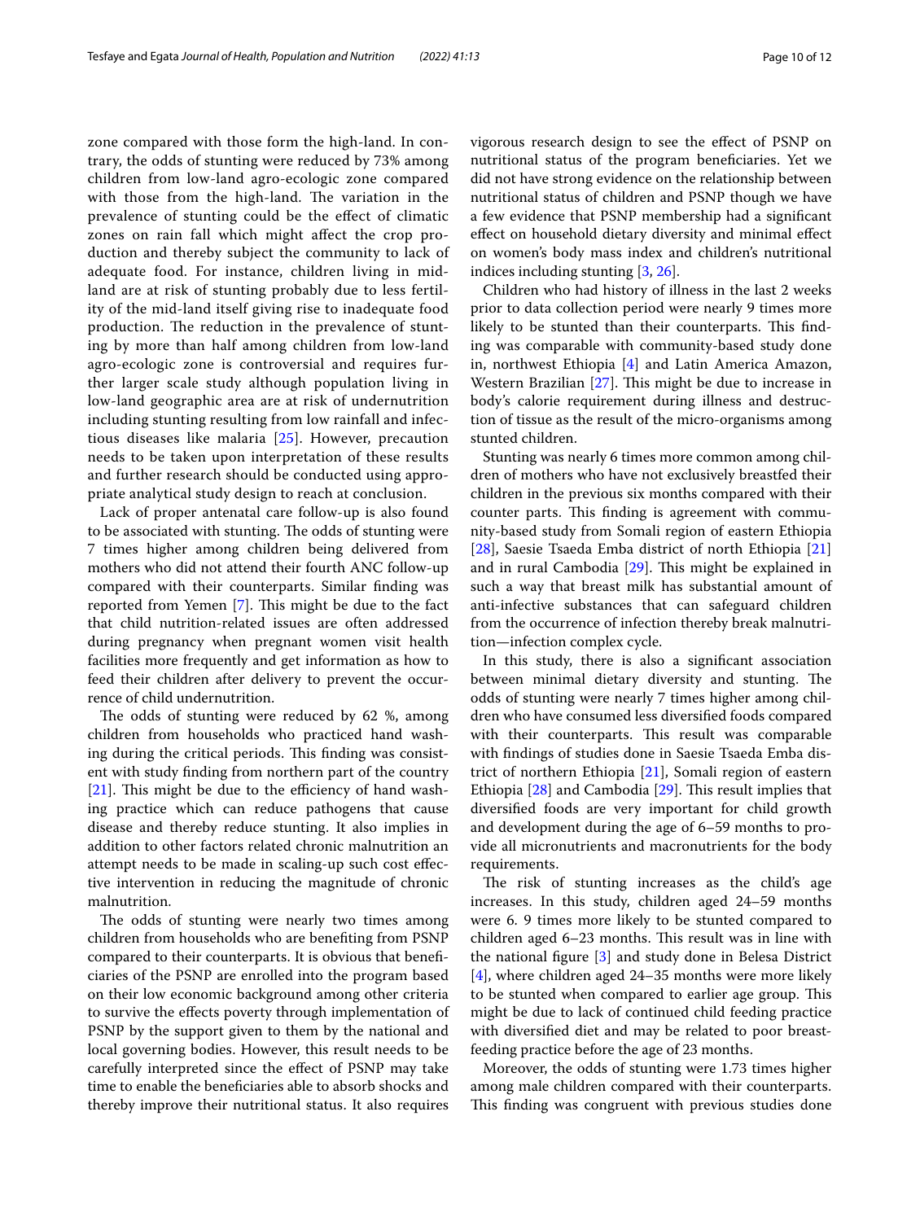zone compared with those form the high-land. In contrary, the odds of stunting were reduced by 73% among children from low-land agro-ecologic zone compared with those from the high-land. The variation in the prevalence of stunting could be the effect of climatic zones on rain fall which might affect the crop production and thereby subject the community to lack of adequate food. For instance, children living in mid-land are at risk of stunting probably due to less fertility of the mid-land itself giving rise to inadequate food production. The reduction in the prevalence of stunting by more than half among children from low-land agro-ecologic zone is controversial and requires further larger scale study although population living in low-land geographic area are at risk of undernutrition including stunting resulting from low rainfall and infectious diseases like malaria [25]. However, precaution needs to be taken upon interpretation of these results and further research should be conducted using appropriate analytical study design to reach at conclusion.

Lack of proper antenatal care follow-up is also found to be associated with stunting. The odds of stunting were 7 times higher among children being delivered from mothers who did not attend their fourth ANC follow-up compared with their counterparts. Similar finding was reported from Yemen [7]. This might be due to the fact that child nutrition-related issues are often addressed during pregnancy when pregnant women visit health facilities more frequently and get information as how to feed their children after delivery to prevent the occurrence of child undernutrition.

The odds of stunting were reduced by 62 %, among children from households who practiced hand washing during the critical periods. This finding was consistent with study finding from northern part of the country [21]. This might be due to the efficiency of hand washing practice which can reduce pathogens that cause disease and thereby reduce stunting. It also implies in addition to other factors related chronic malnutrition an attempt needs to be made in scaling-up such cost effective intervention in reducing the magnitude of chronic malnutrition.

The odds of stunting were nearly two times among children from households who are benefiting from PSNP compared to their counterparts. It is obvious that beneficiaries of the PSNP are enrolled into the program based on their low economic background among other criteria to survive the effects poverty through implementation of PSNP by the support given to them by the national and local governing bodies. However, this result needs to be carefully interpreted since the effect of PSNP may take time to enable the beneficiaries able to absorb shocks and thereby improve their nutritional status. It also requires vigorous research design to see the effect of PSNP on nutritional status of the program beneficiaries. Yet we did not have strong evidence on the relationship between nutritional status of children and PSNP though we have a few evidence that PSNP membership had a significant effect on household dietary diversity and minimal effect on women's body mass index and children's nutritional indices including stunting [3, 26].

Children who had history of illness in the last 2 weeks prior to data collection period were nearly 9 times more likely to be stunted than their counterparts. This finding was comparable with community-based study done in, northwest Ethiopia [4] and Latin America Amazon, Western Brazilian [27]. This might be due to increase in body's calorie requirement during illness and destruction of tissue as the result of the micro-organisms among stunted children.

Stunting was nearly 6 times more common among children of mothers who have not exclusively breastfed their children in the previous six months compared with their counter parts. This finding is agreement with community-based study from Somali region of eastern Ethiopia [28], Saesie Tsaeda Emba district of north Ethiopia [21] and in rural Cambodia [29]. This might be explained in such a way that breast milk has substantial amount of anti-infective substances that can safeguard children from the occurrence of infection thereby break malnutrition—infection complex cycle.

In this study, there is also a significant association between minimal dietary diversity and stunting. The odds of stunting were nearly 7 times higher among children who have consumed less diversified foods compared with their counterparts. This result was comparable with findings of studies done in Saesie Tsaeda Emba district of northern Ethiopia [21], Somali region of eastern Ethiopia [28] and Cambodia [29]. This result implies that diversified foods are very important for child growth and development during the age of 6–59 months to provide all micronutrients and macronutrients for the body requirements.

The risk of stunting increases as the child's age increases. In this study, children aged 24–59 months were 6. 9 times more likely to be stunted compared to children aged 6–23 months. This result was in line with the national figure [3] and study done in Belesa District [4], where children aged 24–35 months were more likely to be stunted when compared to earlier age group. This might be due to lack of continued child feeding practice with diversified diet and may be related to poor breastfeeding practice before the age of 23 months.

Moreover, the odds of stunting were 1.73 times higher among male children compared with their counterparts. This finding was congruent with previous studies done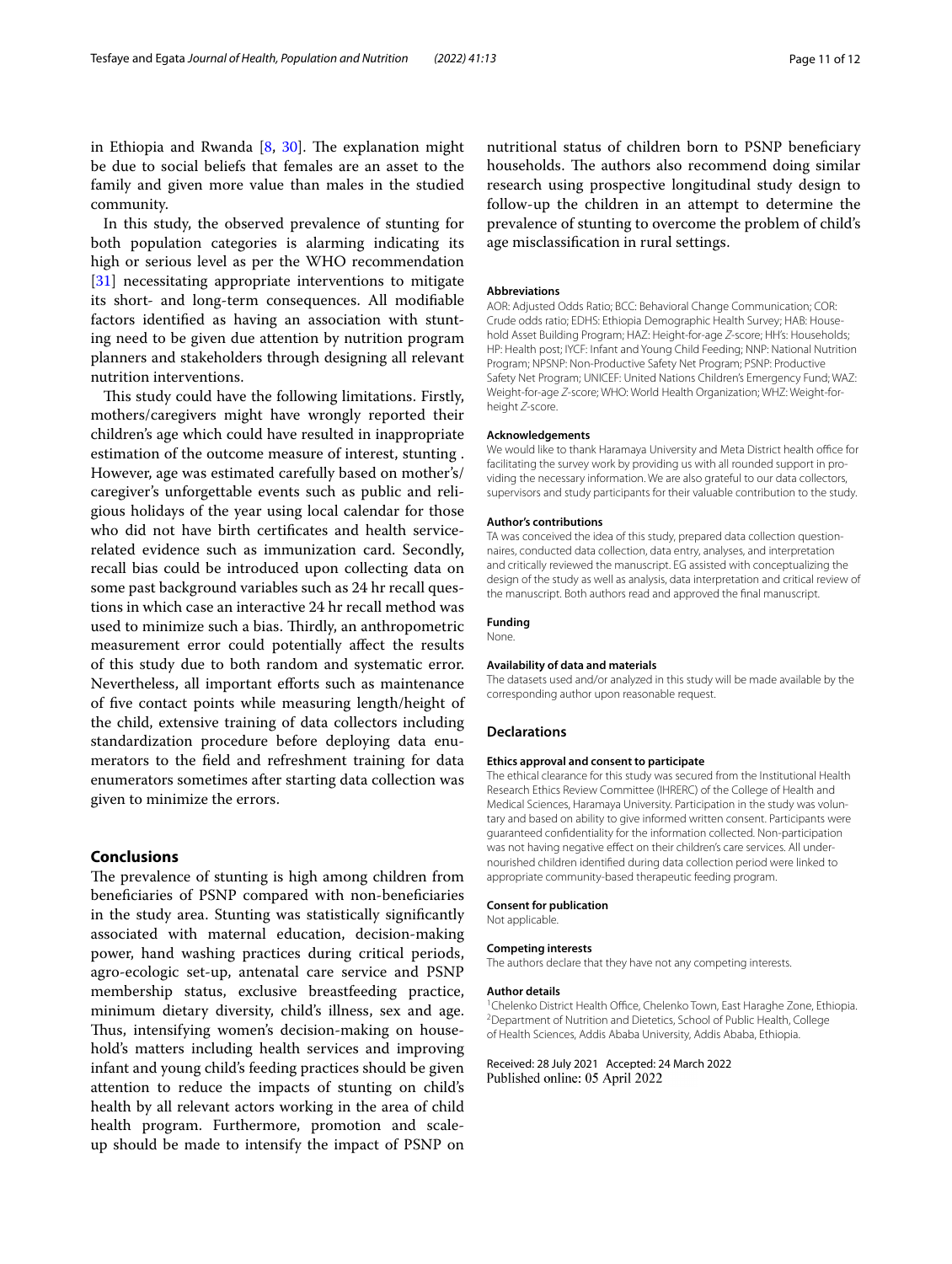in Ethiopia and Rwanda [8, 30]. The explanation might be due to social beliefs that females are an asset to the family and given more value than males in the studied community.

In this study, the observed prevalence of stunting for both population categories is alarming indicating its high or serious level as per the WHO recommendation [31] necessitating appropriate interventions to mitigate its short- and long-term consequences. All modifiable factors identified as having an association with stunting need to be given due attention by nutrition program planners and stakeholders through designing all relevant nutrition interventions.

This study could have the following limitations. Firstly, mothers/caregivers might have wrongly reported their children's age which could have resulted in inappropriate estimation of the outcome measure of interest, stunting . However, age was estimated carefully based on mother's/caregiver's unforgettable events such as public and religious holidays of the year using local calendar for those who did not have birth certificates and health service-related evidence such as immunization card. Secondly, recall bias could be introduced upon collecting data on some past background variables such as 24 hr recall questions in which case an interactive 24 hr recall method was used to minimize such a bias. Thirdly, an anthropometric measurement error could potentially affect the results of this study due to both random and systematic error. Nevertheless, all important efforts such as maintenance of five contact points while measuring length/height of the child, extensive training of data collectors including standardization procedure before deploying data enumerators to the field and refreshment training for data enumerators sometimes after starting data collection was given to minimize the errors.

## Conclusions

The prevalence of stunting is high among children from beneficiaries of PSNP compared with non-beneficiaries in the study area. Stunting was statistically significantly associated with maternal education, decision-making power, hand washing practices during critical periods, agro-ecologic set-up, antenatal care service and PSNP membership status, exclusive breastfeeding practice, minimum dietary diversity, child's illness, sex and age. Thus, intensifying women's decision-making on household's matters including health services and improving infant and young child's feeding practices should be given attention to reduce the impacts of stunting on child's health by all relevant actors working in the area of child health program. Furthermore, promotion and scale-up should be made to intensify the impact of PSNP on nutritional status of children born to PSNP beneficiary households. The authors also recommend doing similar research using prospective longitudinal study design to follow-up the children in an attempt to determine the prevalence of stunting to overcome the problem of child's age misclassification in rural settings.

#### Abbreviations

AOR: Adjusted Odds Ratio; BCC: Behavioral Change Communication; COR: Crude odds ratio; EDHS: Ethiopia Demographic Health Survey; HAB: Household Asset Building Program; HAZ: Height-for-age *Z*-score; HH's: Households; HP: Health post; IYCF: Infant and Young Child Feeding; NNP: National Nutrition Program; NPSNP: Non-Productive Safety Net Program; PSNP: Productive Safety Net Program; UNICEF: United Nations Children's Emergency Fund; WAZ: Weight-for-age *Z*-score; WHO: World Health Organization; WHZ: Weight-for-height *Z*-score.

#### Acknowledgements

We would like to thank Haramaya University and Meta District health office for facilitating the survey work by providing us with all rounded support in providing the necessary information. We are also grateful to our data collectors, supervisors and study participants for their valuable contribution to the study.

#### Author's contributions

TA was conceived the idea of this study, prepared data collection questionnaires, conducted data collection, data entry, analyses, and interpretation and critically reviewed the manuscript. EG assisted with conceptualizing the design of the study as well as analysis, data interpretation and critical review of the manuscript. Both authors read and approved the final manuscript.

#### Funding

None.

#### Availability of data and materials

The datasets used and/or analyzed in this study will be made available by the corresponding author upon reasonable request.

## Declarations

#### Ethics approval and consent to participate

The ethical clearance for this study was secured from the Institutional Health Research Ethics Review Committee (IHRERC) of the College of Health and Medical Sciences, Haramaya University. Participation in the study was voluntary and based on ability to give informed written consent. Participants were guaranteed confidentiality for the information collected. Non-participation was not having negative effect on their children's care services. All undernourished children identified during data collection period were linked to appropriate community-based therapeutic feeding program.

#### Consent for publication

Not applicable.

#### Competing interests

The authors declare that they have not any competing interests.

#### Author details

[1] Chelenko District Health Office, Chelenko Town, East Haraghe Zone, Ethiopia. [2] Department of Nutrition and Dietetics, School of Public Health, College of Health Sciences, Addis Ababa University, Addis Ababa, Ethiopia.

Received: 28 July 2021 Accepted: 24 March 2022
Published online: 05 April 2022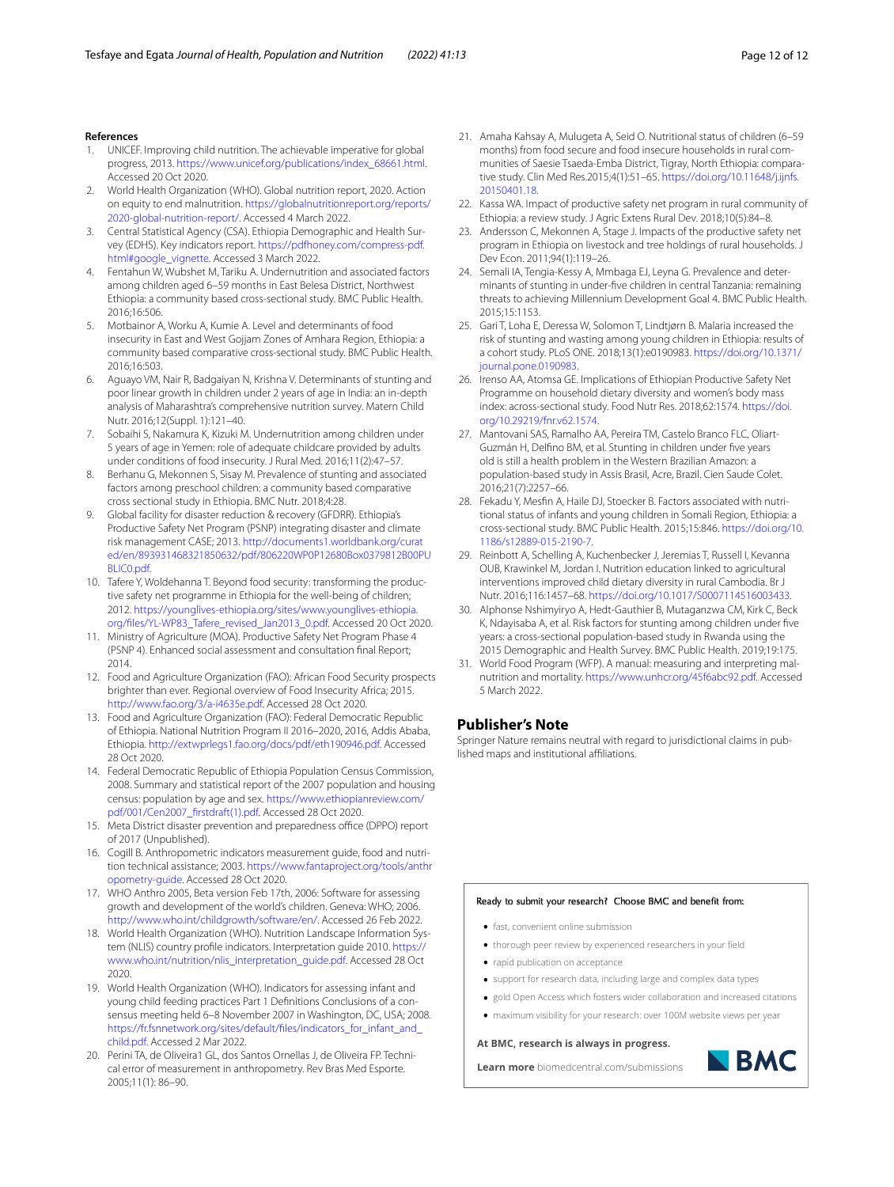## References

1. UNICEF. Improving child nutrition. The achievable imperative for global progress, 2013. https://www.unicef.org/publications/index_68661.html. Accessed 20 Oct 2020.
2. World Health Organization (WHO). Global nutrition report, 2020. Action on equity to end malnutrition. https://globalnutritionreport.org/reports/2020-global-nutrition-report/. Accessed 4 March 2022.
3. Central Statistical Agency (CSA). Ethiopia Demographic and Health Survey (EDHS). Key indicators report. https://pdfhoney.com/compress-pdf.html#google_vignette. Accessed 3 March 2022.
4. Fentahun W, Wubshet M, Tariku A. Undernutrition and associated factors among children aged 6–59 months in East Belesa District, Northwest Ethiopia: a community based cross-sectional study. BMC Public Health. 2016;16:506.
5. Motbainor A, Worku A, Kumie A. Level and determinants of food insecurity in East and West Gojjam Zones of Amhara Region, Ethiopia: a community based comparative cross-sectional study. BMC Public Health. 2016;16:503.
6. Aguayo VM, Nair R, Badgaiyan N, Krishna V. Determinants of stunting and poor linear growth in children under 2 years of age in India: an in-depth analysis of Maharashtra's comprehensive nutrition survey. Matern Child Nutr. 2016;12(Suppl. 1):121–40.
7. Sobaihi S, Nakamura K, Kizuki M. Undernutrition among children under 5 years of age in Yemen: role of adequate childcare provided by adults under conditions of food insecurity. J Rural Med. 2016;11(2):47–57.
8. Berhanu G, Mekonnen S, Sisay M. Prevalence of stunting and associated factors among preschool children: a community based comparative cross sectional study in Ethiopia. BMC Nutr. 2018;4:28.
9. Global facility for disaster reduction & recovery (GFDRR). Ethiopia's Productive Safety Net Program (PSNP) integrating disaster and climate risk management CASE; 2013. http://documents1.worldbank.org/curated/en/893931468321850632/pdf/806220WP0P12680Box0379812B00PUBLIC0.pdf.
10. Tafere Y, Woldehanna T. Beyond food security: transforming the productive safety net programme in Ethiopia for the well-being of children; 2012. https://younglives-ethiopia.org/sites/www.younglives-ethiopia.org/files/YL-WP83_Tafere_revised_Jan2013_0.pdf. Accessed 20 Oct 2020.
11. Ministry of Agriculture (MOA). Productive Safety Net Program Phase 4 (PSNP 4). Enhanced social assessment and consultation final Report; 2014.
12. Food and Agriculture Organization (FAO): African Food Security prospects brighter than ever. Regional overview of Food Insecurity Africa; 2015. http://www.fao.org/3/a-i4635e.pdf. Accessed 28 Oct 2020.
13. Food and Agriculture Organization (FAO): Federal Democratic Republic of Ethiopia. National Nutrition Program II 2016–2020, 2016, Addis Ababa, Ethiopia. http://extwprlegs1.fao.org/docs/pdf/eth190946.pdf. Accessed 28 Oct 2020.
14. Federal Democratic Republic of Ethiopia Population Census Commission, 2008. Summary and statistical report of the 2007 population and housing census: population by age and sex. https://www.ethiopianreview.com/pdf/001/Cen2007_firstdraft(1).pdf. Accessed 28 Oct 2020.
15. Meta District disaster prevention and preparedness office (DPPO) report of 2017 (Unpublished).
16. Cogill B. Anthropometric indicators measurement guide, food and nutrition technical assistance; 2003. https://www.fantaproject.org/tools/anthropometry-guide. Accessed 28 Oct 2020.
17. WHO Anthro 2005, Beta version Feb 17th, 2006: Software for assessing growth and development of the world's children. Geneva: WHO; 2006. http://www.who.int/childgrowth/software/en/. Accessed 26 Feb 2022.
18. World Health Organization (WHO). Nutrition Landscape Information System (NLIS) country profile indicators. Interpretation guide 2010. https://www.who.int/nutrition/nlis_interpretation_guide.pdf. Accessed 28 Oct 2020.
19. World Health Organization (WHO). Indicators for assessing infant and young child feeding practices Part 1 Definitions Conclusions of a consensus meeting held 6–8 November 2007 in Washington, DC, USA; 2008. https://fr.fsnnetwork.org/sites/default/files/indicators_for_infant_and_child.pdf. Accessed 2 Mar 2022.
20. Perini TA, de Oliveira1 GL, dos Santos Ornellas J, de Oliveira FP. Technical error of measurement in anthropometry. Rev Bras Med Esporte. 2005;11(1): 86–90.
21. Amaha Kahsay A, Mulugeta A, Seid O. Nutritional status of children (6–59 months) from food secure and food insecure households in rural communities of Saesie Tsaeda-Emba District, Tigray, North Ethiopia: comparative study. Clin Med Res.2015;4(1):51–65. https://doi.org/10.11648/j.ijnfs.20150401.18.
22. Kassa WA. Impact of productive safety net program in rural community of Ethiopia: a review study. J Agric Extens Rural Dev. 2018;10(5):84–8.
23. Andersson C, Mekonnen A, Stage J. Impacts of the productive safety net program in Ethiopia on livestock and tree holdings of rural households. J Dev Econ. 2011;94(1):119–26.
24. Semali IA, Tengia-Kessy A, Mmbaga EJ, Leyna G. Prevalence and determinants of stunting in under-five children in central Tanzania: remaining threats to achieving Millennium Development Goal 4. BMC Public Health. 2015;15:1153.
25. Gari T, Loha E, Deressa W, Solomon T, Lindtjørn B. Malaria increased the risk of stunting and wasting among young children in Ethiopia: results of a cohort study. PLoS ONE. 2018;13(1):e0190983. https://doi.org/10.1371/journal.pone.0190983.
26. Irenso AA, Atomsa GE. Implications of Ethiopian Productive Safety Net Programme on household dietary diversity and women's body mass index: across-sectional study. Food Nutr Res. 2018;62:1574. https://doi.org/10.29219/fnr.v62.1574.
27. Mantovani SAS, Ramalho AA, Pereira TM, Castelo Branco FLC, Oliart-Guzmán H, Delfino BM, et al. Stunting in children under five years old is still a health problem in the Western Brazilian Amazon: a population-based study in Assis Brasil, Acre, Brazil. Cien Saude Colet. 2016;21(7):2257–66.
28. Fekadu Y, Mesfin A, Haile DJ, Stoecker B. Factors associated with nutritional status of infants and young children in Somali Region, Ethiopia: a cross-sectional study. BMC Public Health. 2015;15:846. https://doi.org/10.1186/s12889-015-2190-7.
29. Reinbott A, Schelling A, Kuchenbecker J, Jeremias T, Russell I, Kevanna OUB, Krawinkel M, Jordan I. Nutrition education linked to agricultural interventions improved child dietary diversity in rural Cambodia. Br J Nutr. 2016;116:1457–68. https://doi.org/10.1017/S0007114516003433.
30. Alphonse Nshimyiryo A, Hedt-Gauthier B, Mutaganzwa CM, Kirk C, Beck K, Ndayisaba A, et al. Risk factors for stunting among children under five years: a cross-sectional population-based study in Rwanda using the 2015 Demographic and Health Survey. BMC Public Health. 2019;19:175.
31. World Food Program (WFP). A manual: measuring and interpreting malnutrition and mortality. https://www.unhcr.org/45f6abc92.pdf. Accessed 5 March 2022.

## Publisher's Note

Springer Nature remains neutral with regard to jurisdictional claims in published maps and institutional affiliations.

Ready to submit your research? Choose BMC and benefit from:

- fast, convenient online submission
- thorough peer review by experienced researchers in your field
- rapid publication on acceptance
- support for research data, including large and complex data types
- gold Open Access which fosters wider collaboration and increased citations
- maximum visibility for your research: over 100M website views per year

**At BMC, research is always in progress.**

**Learn more** biomedcentral.com/submissions

BMC